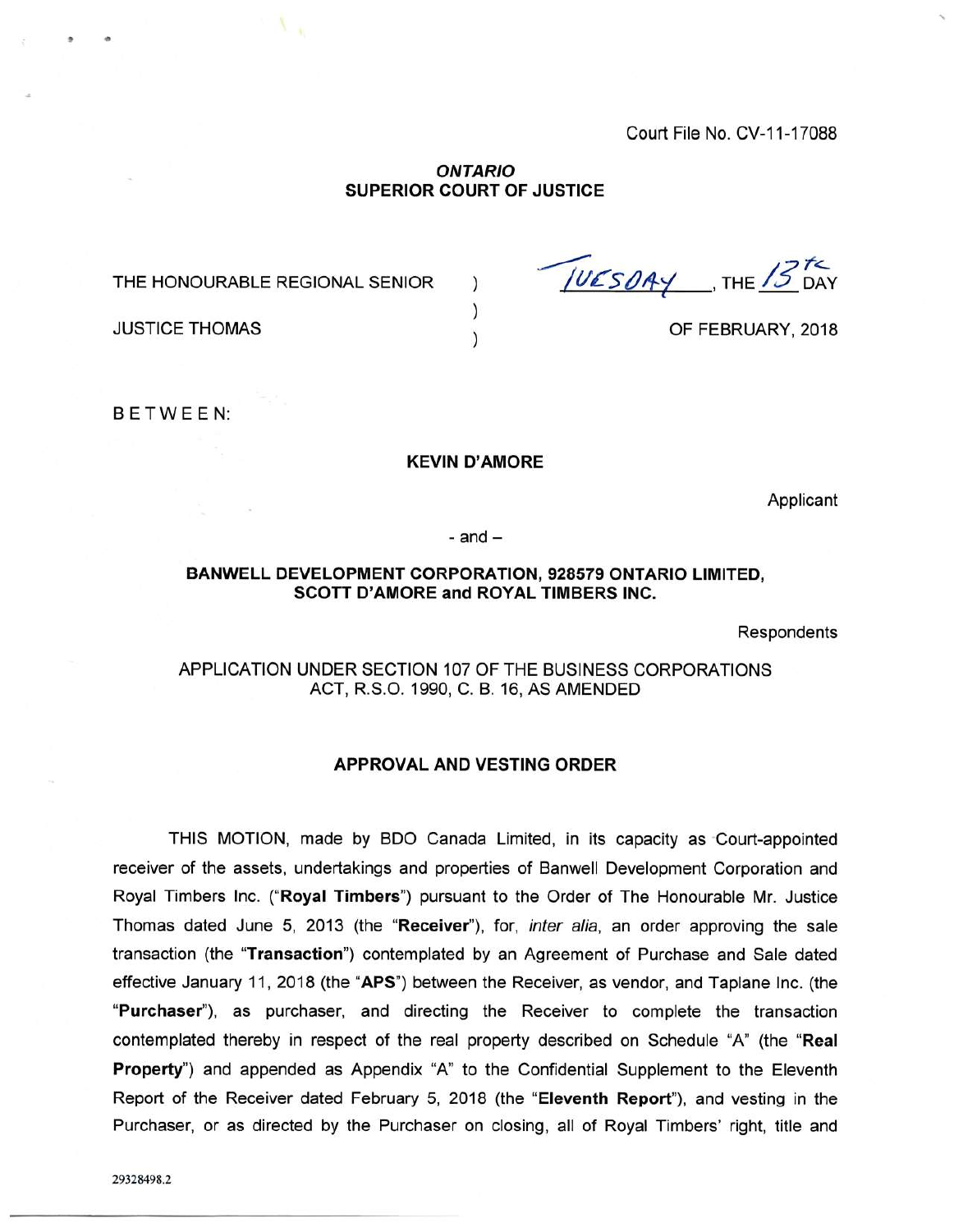Court File No. CV-11-17088

**ONTARIO**
**SUPERIOR COURT OF JUSTICE**

| | | |
|---|---|---|
| THE HONOURABLE REGIONAL SENIOR | ) | TUESDAY, THE 13th DAY |
| | ) | |
| JUSTICE THOMAS | ) | OF FEBRUARY, 2018 |

BETWEEN:

**KEVIN D'AMORE**

Applicant

- and –

**BANWELL DEVELOPMENT CORPORATION, 928579 ONTARIO LIMITED, SCOTT D'AMORE and ROYAL TIMBERS INC.**

Respondents

APPLICATION UNDER SECTION 107 OF THE BUSINESS CORPORATIONS ACT, R.S.O. 1990, C. B. 16, AS AMENDED

## APPROVAL AND VESTING ORDER

THIS MOTION, made by BDO Canada Limited, in its capacity as Court-appointed receiver of the assets, undertakings and properties of Banwell Development Corporation and Royal Timbers Inc. ("**Royal Timbers**") pursuant to the Order of The Honourable Mr. Justice Thomas dated June 5, 2013 (the "**Receiver**"), for, *inter alia*, an order approving the sale transaction (the "**Transaction**") contemplated by an Agreement of Purchase and Sale dated effective January 11, 2018 (the "**APS**") between the Receiver, as vendor, and Taplane Inc. (the "**Purchaser**"), as purchaser, and directing the Receiver to complete the transaction contemplated thereby in respect of the real property described on Schedule "A" (the "**Real Property**") and appended as Appendix "A" to the Confidential Supplement to the Eleventh Report of the Receiver dated February 5, 2018 (the "**Eleventh Report**"), and vesting in the Purchaser, or as directed by the Purchaser on closing, all of Royal Timbers' right, title and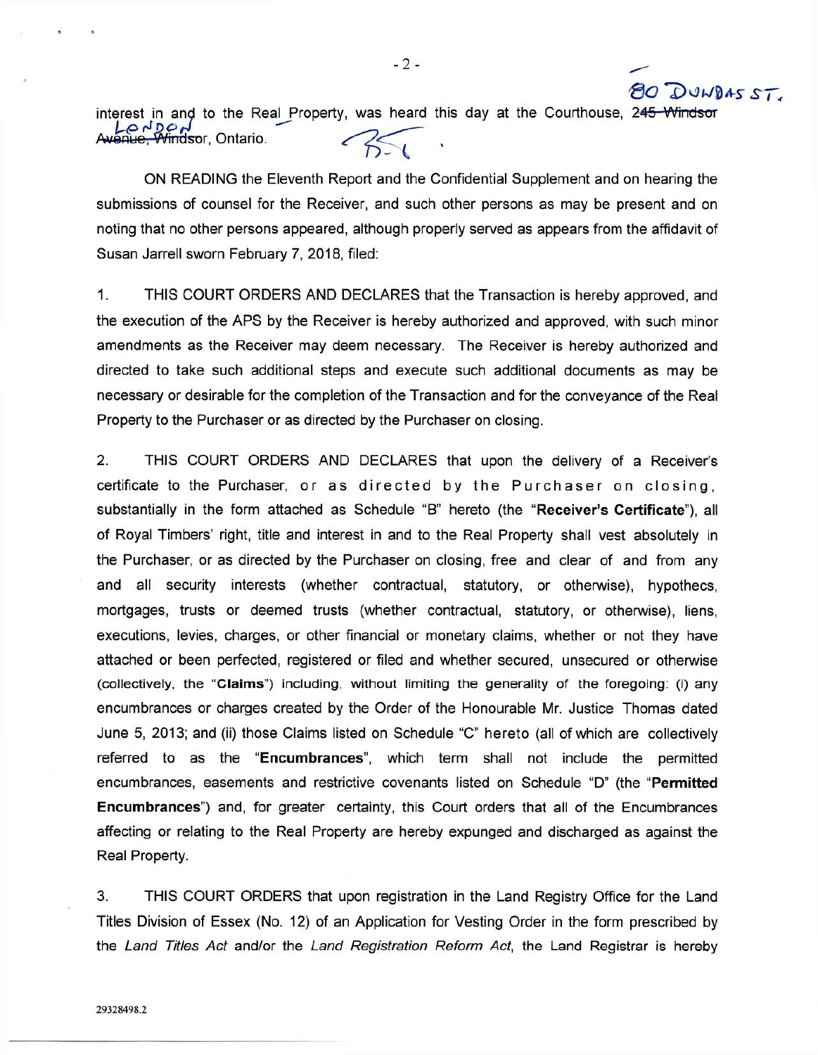interest in and to the Real Property, was heard this day at the Courthouse, ~~245 Windsor Avenue, Windsor~~ 80 DUNDAS ST. LONDON, Ontario.

ON READING the Eleventh Report and the Confidential Supplement and on hearing the submissions of counsel for the Receiver, and such other persons as may be present and on noting that no other persons appeared, although properly served as appears from the affidavit of Susan Jarrell sworn February 7, 2018, filed:

1. THIS COURT ORDERS AND DECLARES that the Transaction is hereby approved, and the execution of the APS by the Receiver is hereby authorized and approved, with such minor amendments as the Receiver may deem necessary. The Receiver is hereby authorized and directed to take such additional steps and execute such additional documents as may be necessary or desirable for the completion of the Transaction and for the conveyance of the Real Property to the Purchaser or as directed by the Purchaser on closing.

2. THIS COURT ORDERS AND DECLARES that upon the delivery of a Receiver's certificate to the Purchaser, or as directed by the Purchaser on closing, substantially in the form attached as Schedule "B" hereto (the "**Receiver's Certificate**"), all of Royal Timbers' right, title and interest in and to the Real Property shall vest absolutely in the Purchaser, or as directed by the Purchaser on closing, free and clear of and from any and all security interests (whether contractual, statutory, or otherwise), hypothecs, mortgages, trusts or deemed trusts (whether contractual, statutory, or otherwise), liens, executions, levies, charges, or other financial or monetary claims, whether or not they have attached or been perfected, registered or filed and whether secured, unsecured or otherwise (collectively, the "**Claims**") including, without limiting the generality of the foregoing: (i) any encumbrances or charges created by the Order of the Honourable Mr. Justice Thomas dated June 5, 2013; and (ii) those Claims listed on Schedule "C" hereto (all of which are collectively referred to as the "**Encumbrances**", which term shall not include the permitted encumbrances, easements and restrictive covenants listed on Schedule "D" (the "**Permitted Encumbrances**") and, for greater certainty, this Court orders that all of the Encumbrances affecting or relating to the Real Property are hereby expunged and discharged as against the Real Property.

3. THIS COURT ORDERS that upon registration in the Land Registry Office for the Land Titles Division of Essex (No. 12) of an Application for Vesting Order in the form prescribed by the *Land Titles Act* and/or the *Land Registration Reform Act*, the Land Registrar is hereby

29328498.2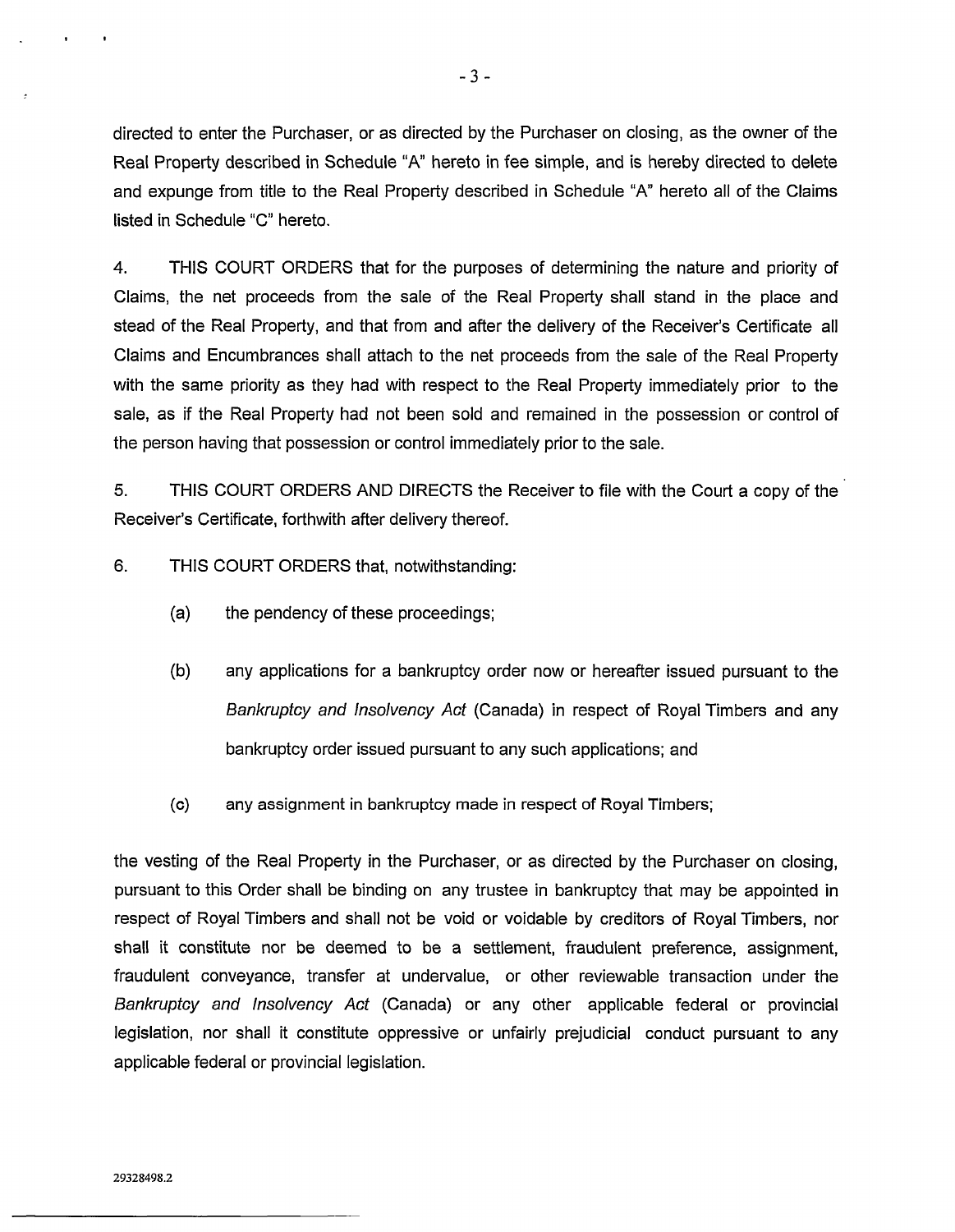directed to enter the Purchaser, or as directed by the Purchaser on closing, as the owner of the Real Property described in Schedule "A" hereto in fee simple, and is hereby directed to delete and expunge from title to the Real Property described in Schedule "A" hereto all of the Claims listed in Schedule "C" hereto.

4. THIS COURT ORDERS that for the purposes of determining the nature and priority of Claims, the net proceeds from the sale of the Real Property shall stand in the place and stead of the Real Property, and that from and after the delivery of the Receiver's Certificate all Claims and Encumbrances shall attach to the net proceeds from the sale of the Real Property with the same priority as they had with respect to the Real Property immediately prior to the sale, as if the Real Property had not been sold and remained in the possession or control of the person having that possession or control immediately prior to the sale.

5. THIS COURT ORDERS AND DIRECTS the Receiver to file with the Court a copy of the Receiver's Certificate, forthwith after delivery thereof.

6. THIS COURT ORDERS that, notwithstanding:

(a) the pendency of these proceedings;

(b) any applications for a bankruptcy order now or hereafter issued pursuant to the *Bankruptcy and Insolvency Act* (Canada) in respect of Royal Timbers and any bankruptcy order issued pursuant to any such applications; and

(c) any assignment in bankruptcy made in respect of Royal Timbers;

the vesting of the Real Property in the Purchaser, or as directed by the Purchaser on closing, pursuant to this Order shall be binding on any trustee in bankruptcy that may be appointed in respect of Royal Timbers and shall not be void or voidable by creditors of Royal Timbers, nor shall it constitute nor be deemed to be a settlement, fraudulent preference, assignment, fraudulent conveyance, transfer at undervalue, or other reviewable transaction under the *Bankruptcy and Insolvency Act* (Canada) or any other applicable federal or provincial legislation, nor shall it constitute oppressive or unfairly prejudicial conduct pursuant to any applicable federal or provincial legislation.

29328498.2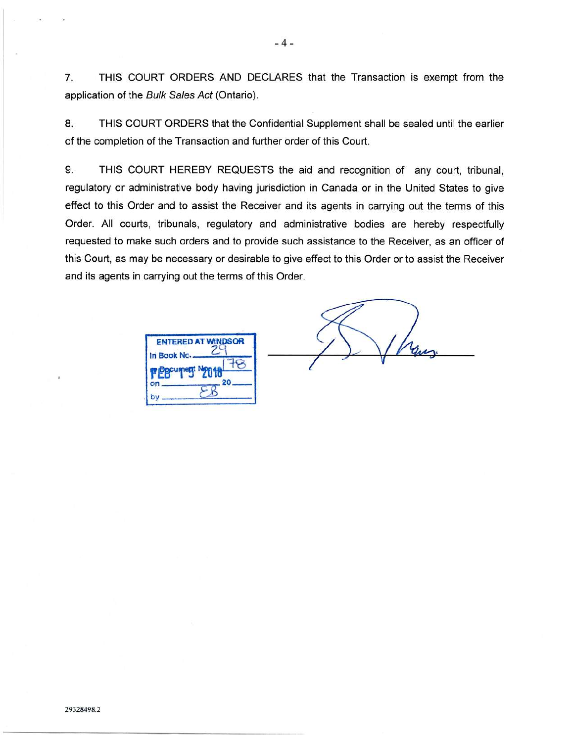7. THIS COURT ORDERS AND DECLARES that the Transaction is exempt from the application of the *Bulk Sales Act* (Ontario).

8. THIS COURT ORDERS that the Confidential Supplement shall be sealed until the earlier of the completion of the Transaction and further order of this Court.

9. THIS COURT HEREBY REQUESTS the aid and recognition of any court, tribunal, regulatory or administrative body having jurisdiction in Canada or in the United States to give effect to this Order and to assist the Receiver and its agents in carrying out the terms of this Order. All courts, tribunals, regulatory and administrative bodies are hereby respectfully requested to make such orders and to provide such assistance to the Receiver, as an officer of this Court, as may be necessary or desirable to give effect to this Order or to assist the Receiver and its agents in carrying out the terms of this Order.

ENTERED AT WINDSOR
In Book No. 29
Document No. 178
on FEB 13 2018
by EB

29328498.2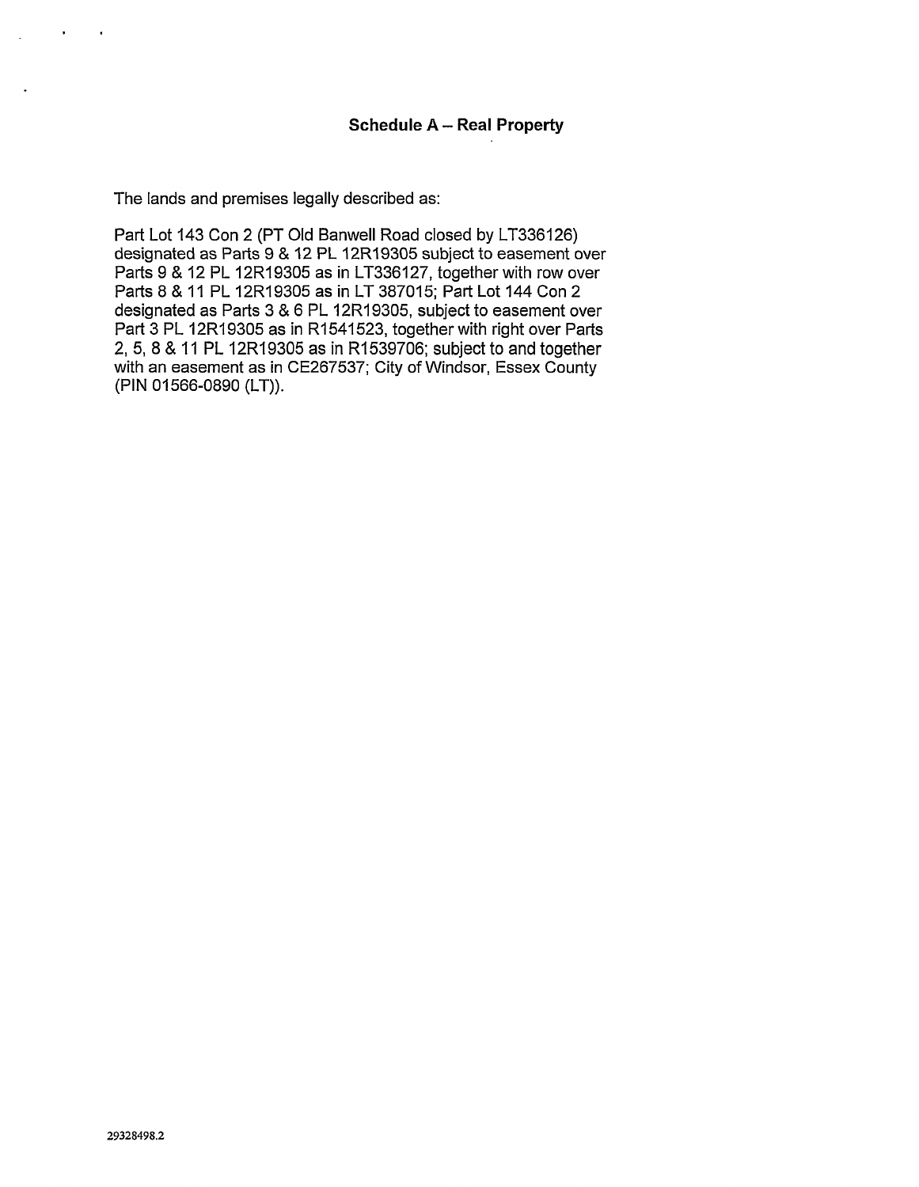## Schedule A – Real Property

The lands and premises legally described as:

Part Lot 143 Con 2 (PT Old Banwell Road closed by LT336126) designated as Parts 9 & 12 PL 12R19305 subject to easement over Parts 9 & 12 PL 12R19305 as in LT336127, together with row over Parts 8 & 11 PL 12R19305 as in LT 387015; Part Lot 144 Con 2 designated as Parts 3 & 6 PL 12R19305, subject to easement over Part 3 PL 12R19305 as in R1541523, together with right over Parts 2, 5, 8 & 11 PL 12R19305 as in R1539706; subject to and together with an easement as in CE267537; City of Windsor, Essex County (PIN 01566-0890 (LT)).

29328498.2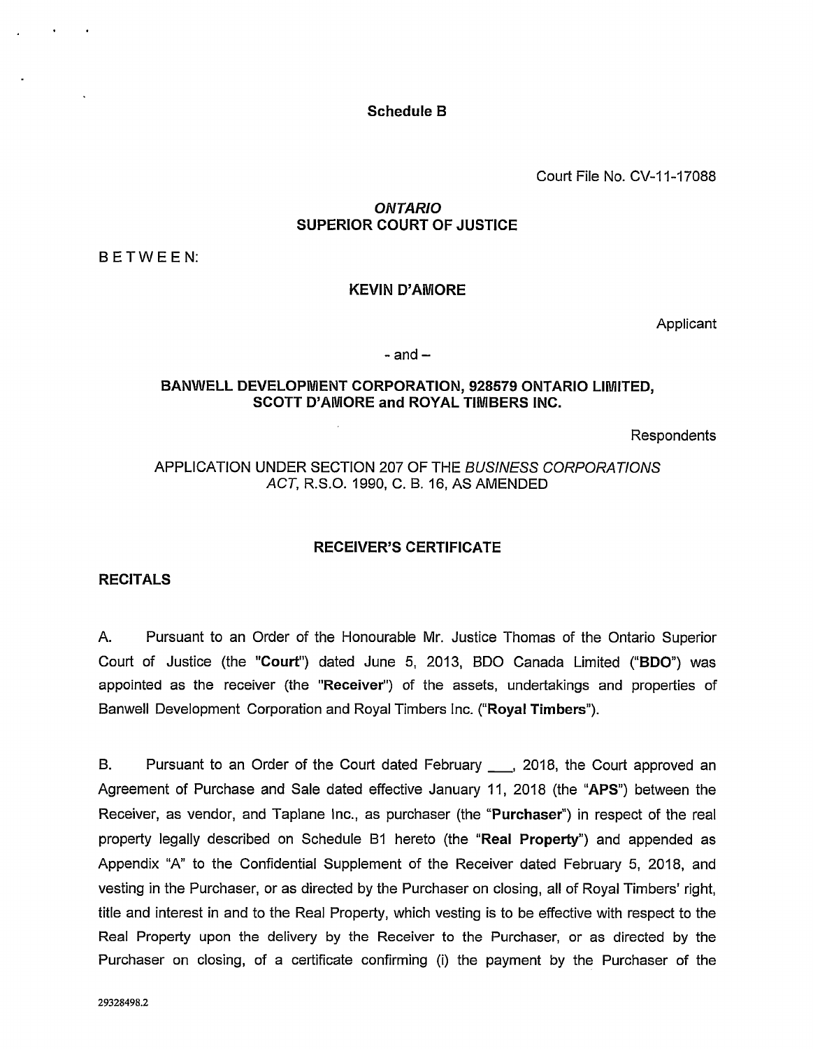**Schedule B**

Court File No. CV-11-17088

***ONTARIO***
**SUPERIOR COURT OF JUSTICE**

B E T W E E N:

**KEVIN D'AMORE**

Applicant

- and –

**BANWELL DEVELOPMENT CORPORATION, 928579 ONTARIO LIMITED, SCOTT D'AMORE and ROYAL TIMBERS INC.**

Respondents

APPLICATION UNDER SECTION 207 OF THE *BUSINESS CORPORATIONS ACT*, R.S.O. 1990, C. B. 16, AS AMENDED

**RECEIVER'S CERTIFICATE**

**RECITALS**

A. Pursuant to an Order of the Honourable Mr. Justice Thomas of the Ontario Superior Court of Justice (the "**Court**") dated June 5, 2013, BDO Canada Limited ("**BDO**") was appointed as the receiver (the "**Receiver**") of the assets, undertakings and properties of Banwell Development Corporation and Royal Timbers Inc. ("**Royal Timbers**").

B. Pursuant to an Order of the Court dated February ___, 2018, the Court approved an Agreement of Purchase and Sale dated effective January 11, 2018 (the "**APS**") between the Receiver, as vendor, and Taplane Inc., as purchaser (the "**Purchaser**") in respect of the real property legally described on Schedule B1 hereto (the "**Real Property**") and appended as Appendix "A" to the Confidential Supplement of the Receiver dated February 5, 2018, and vesting in the Purchaser, or as directed by the Purchaser on closing, all of Royal Timbers' right, title and interest in and to the Real Property, which vesting is to be effective with respect to the Real Property upon the delivery by the Receiver to the Purchaser, or as directed by the Purchaser on closing, of a certificate confirming (i) the payment by the Purchaser of the

29328498.2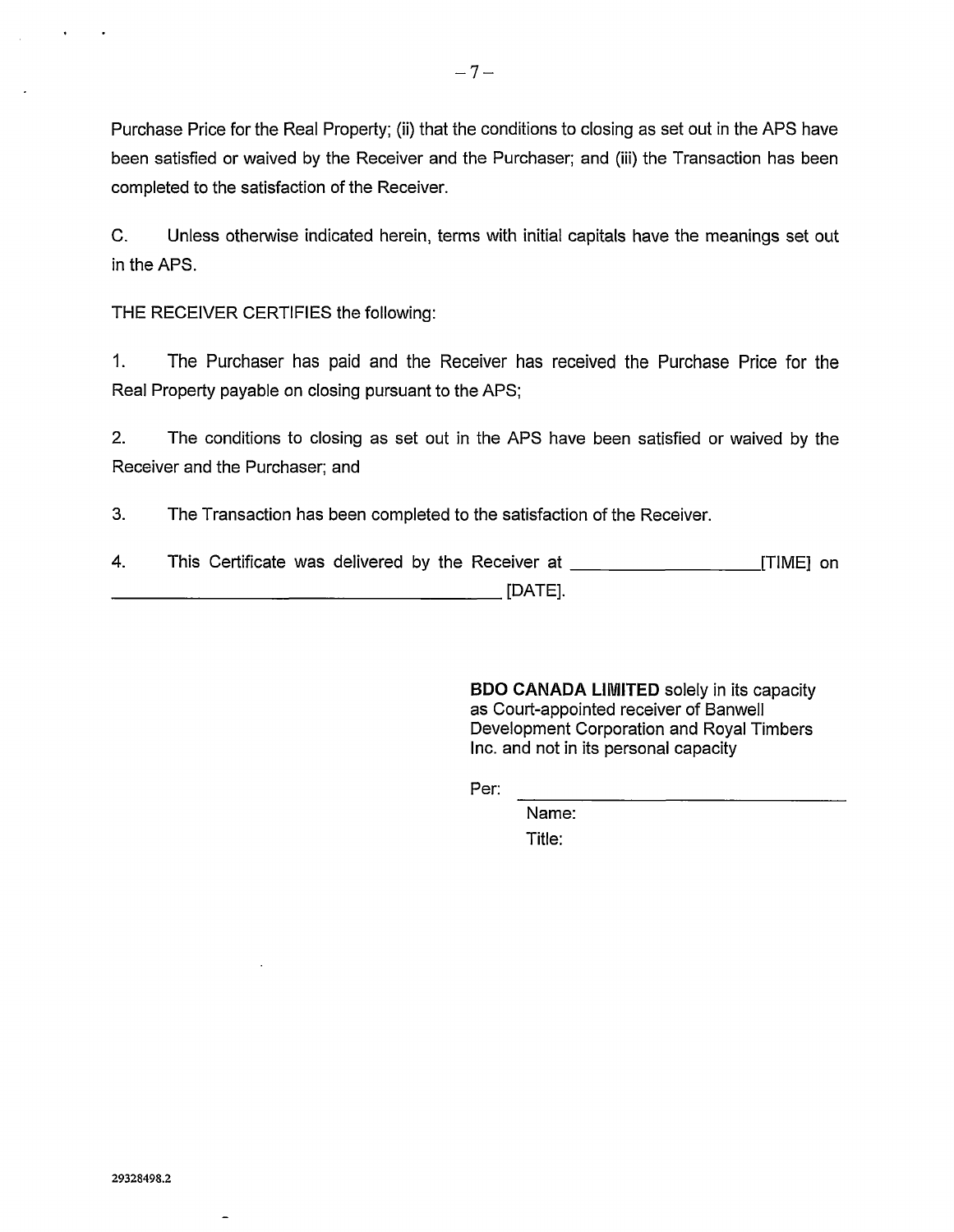Purchase Price for the Real Property; (ii) that the conditions to closing as set out in the APS have been satisfied or waived by the Receiver and the Purchaser; and (iii) the Transaction has been completed to the satisfaction of the Receiver.

C. Unless otherwise indicated herein, terms with initial capitals have the meanings set out in the APS.

THE RECEIVER CERTIFIES the following:

1. The Purchaser has paid and the Receiver has received the Purchase Price for the Real Property payable on closing pursuant to the APS;

2. The conditions to closing as set out in the APS have been satisfied or waived by the Receiver and the Purchaser; and

3. The Transaction has been completed to the satisfaction of the Receiver.

4. This Certificate was delivered by the Receiver at ____________________[TIME] on ____________________________________________ [DATE].

**BDO CANADA LIMITED** solely in its capacity as Court-appointed receiver of Banwell Development Corporation and Royal Timbers Inc. and not in its personal capacity

Per: ____________________________________

Name:

Title:

29328498.2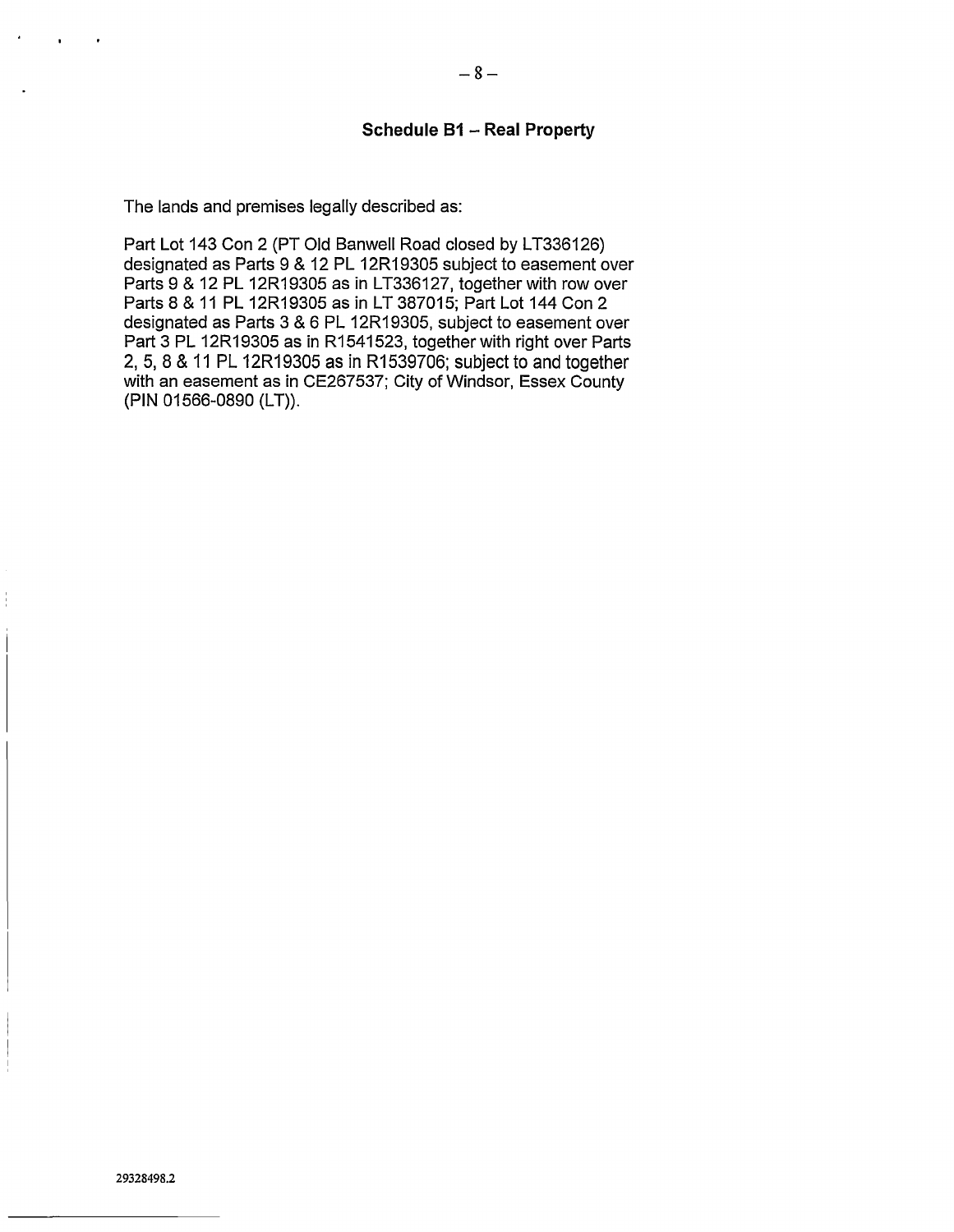## Schedule B1 – Real Property

The lands and premises legally described as:

Part Lot 143 Con 2 (PT Old Banwell Road closed by LT336126) designated as Parts 9 & 12 PL 12R19305 subject to easement over Parts 9 & 12 PL 12R19305 as in LT336127, together with row over Parts 8 & 11 PL 12R19305 as in LT 387015; Part Lot 144 Con 2 designated as Parts 3 & 6 PL 12R19305, subject to easement over Part 3 PL 12R19305 as in R1541523, together with right over Parts 2, 5, 8 & 11 PL 12R19305 as in R1539706; subject to and together with an easement as in CE267537; City of Windsor, Essex County (PIN 01566-0890 (LT)).

29328498.2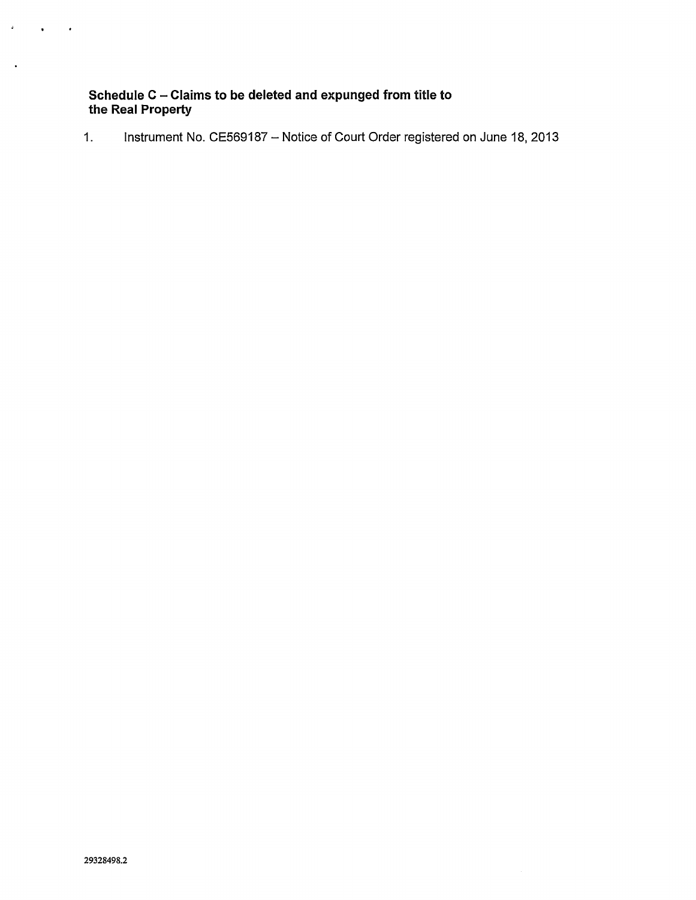**Schedule C – Claims to be deleted and expunged from title to the Real Property**

1. Instrument No. CE569187 – Notice of Court Order registered on June 18, 2013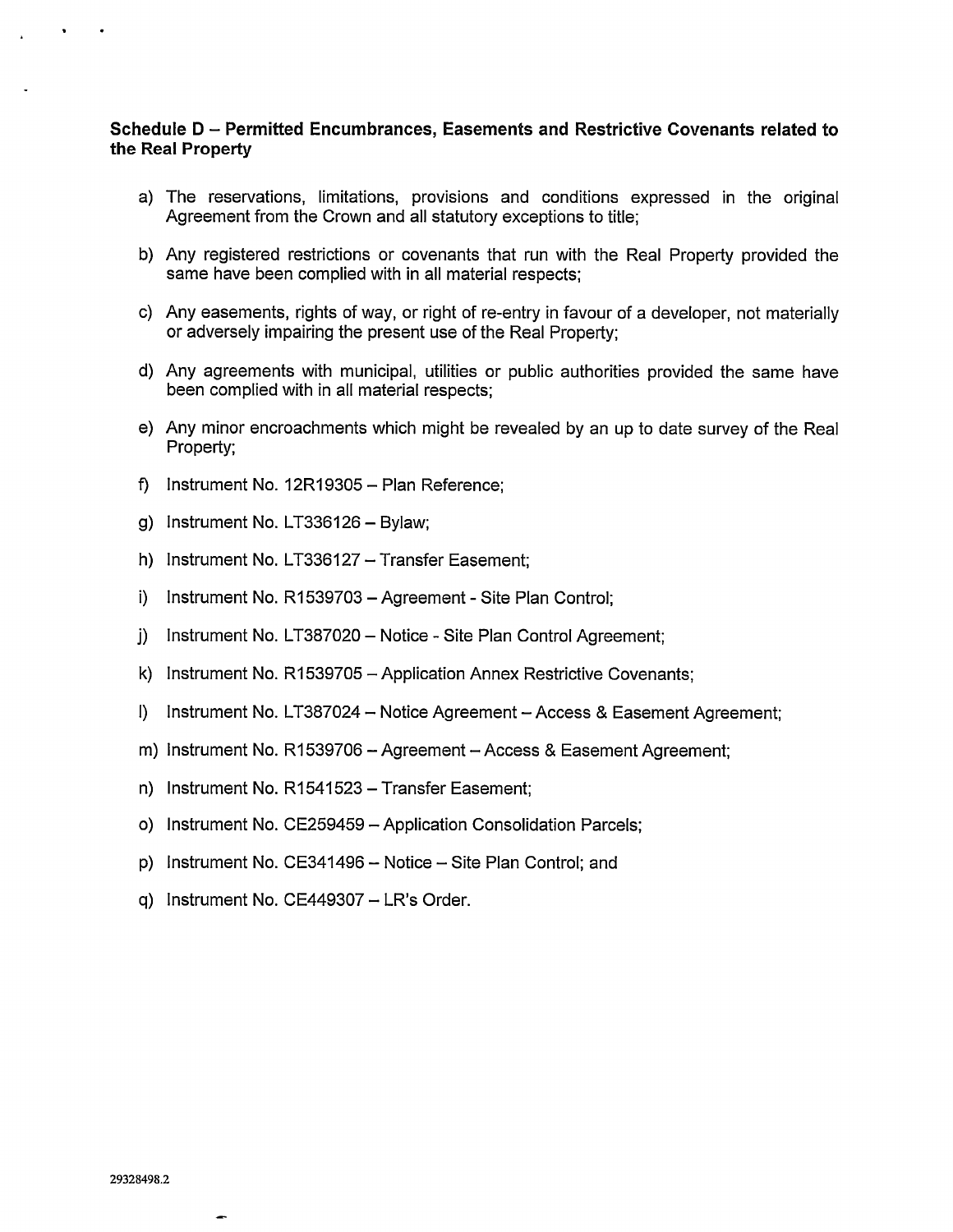**Schedule D – Permitted Encumbrances, Easements and Restrictive Covenants related to the Real Property**

a) The reservations, limitations, provisions and conditions expressed in the original Agreement from the Crown and all statutory exceptions to title;

b) Any registered restrictions or covenants that run with the Real Property provided the same have been complied with in all material respects;

c) Any easements, rights of way, or right of re-entry in favour of a developer, not materially or adversely impairing the present use of the Real Property;

d) Any agreements with municipal, utilities or public authorities provided the same have been complied with in all material respects;

e) Any minor encroachments which might be revealed by an up to date survey of the Real Property;

f) Instrument No. 12R19305 – Plan Reference;

g) Instrument No. LT336126 – Bylaw;

h) Instrument No. LT336127 – Transfer Easement;

i) Instrument No. R1539703 – Agreement - Site Plan Control;

j) Instrument No. LT387020 – Notice - Site Plan Control Agreement;

k) Instrument No. R1539705 – Application Annex Restrictive Covenants;

l) Instrument No. LT387024 – Notice Agreement – Access & Easement Agreement;

m) Instrument No. R1539706 – Agreement – Access & Easement Agreement;

n) Instrument No. R1541523 – Transfer Easement;

o) Instrument No. CE259459 – Application Consolidation Parcels;

p) Instrument No. CE341496 – Notice – Site Plan Control; and

q) Instrument No. CE449307 – LR's Order.

29328498.2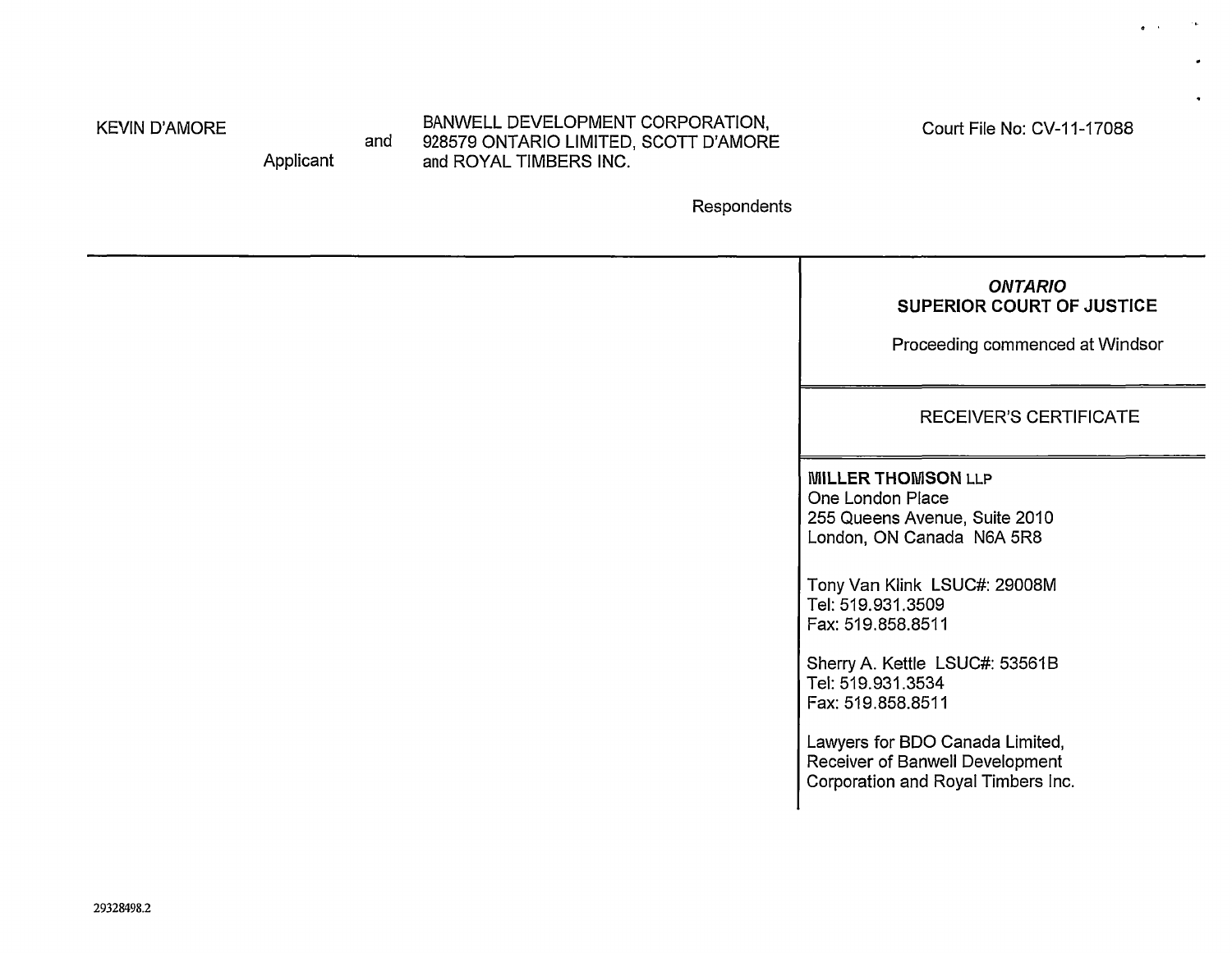KEVIN D'AMORE
Applicant

and

BANWELL DEVELOPMENT CORPORATION, 928579 ONTARIO LIMITED, SCOTT D'AMORE and ROYAL TIMBERS INC.
Respondents

Court File No: CV-11-17088

***ONTARIO***
**SUPERIOR COURT OF JUSTICE**

Proceeding commenced at Windsor

RECEIVER'S CERTIFICATE

**MILLER THOMSON** LLP
One London Place
255 Queens Avenue, Suite 2010
London, ON Canada N6A 5R8

Tony Van Klink LSUC#: 29008M
Tel: 519.931.3509
Fax: 519.858.8511

Sherry A. Kettle LSUC#: 53561B
Tel: 519.931.3534
Fax: 519.858.8511

Lawyers for BDO Canada Limited, Receiver of Banwell Development Corporation and Royal Timbers Inc.

29328498.2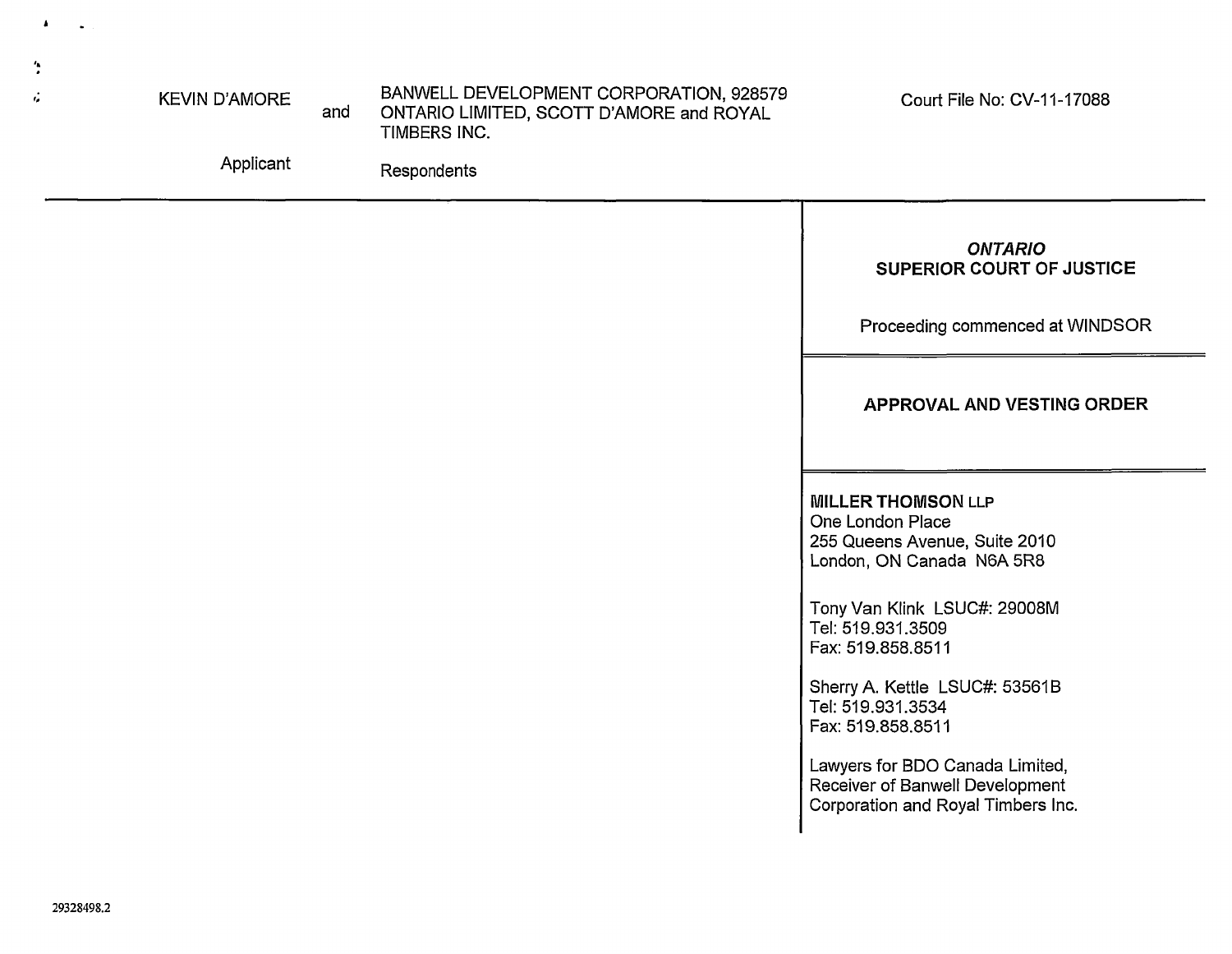KEVIN D'AMORE

Applicant

and

BANWELL DEVELOPMENT CORPORATION, 928579 ONTARIO LIMITED, SCOTT D'AMORE and ROYAL TIMBERS INC.

Respondents

Court File No: CV-11-17088

***ONTARIO***
**SUPERIOR COURT OF JUSTICE**

Proceeding commenced at WINDSOR

**APPROVAL AND VESTING ORDER**

**MILLER THOMSON LLP**
One London Place
255 Queens Avenue, Suite 2010
London, ON Canada N6A 5R8

Tony Van Klink LSUC#: 29008M
Tel: 519.931.3509
Fax: 519.858.8511

Sherry A. Kettle LSUC#: 53561B
Tel: 519.931.3534
Fax: 519.858.8511

Lawyers for BDO Canada Limited, Receiver of Banwell Development Corporation and Royal Timbers Inc.

29328498.2